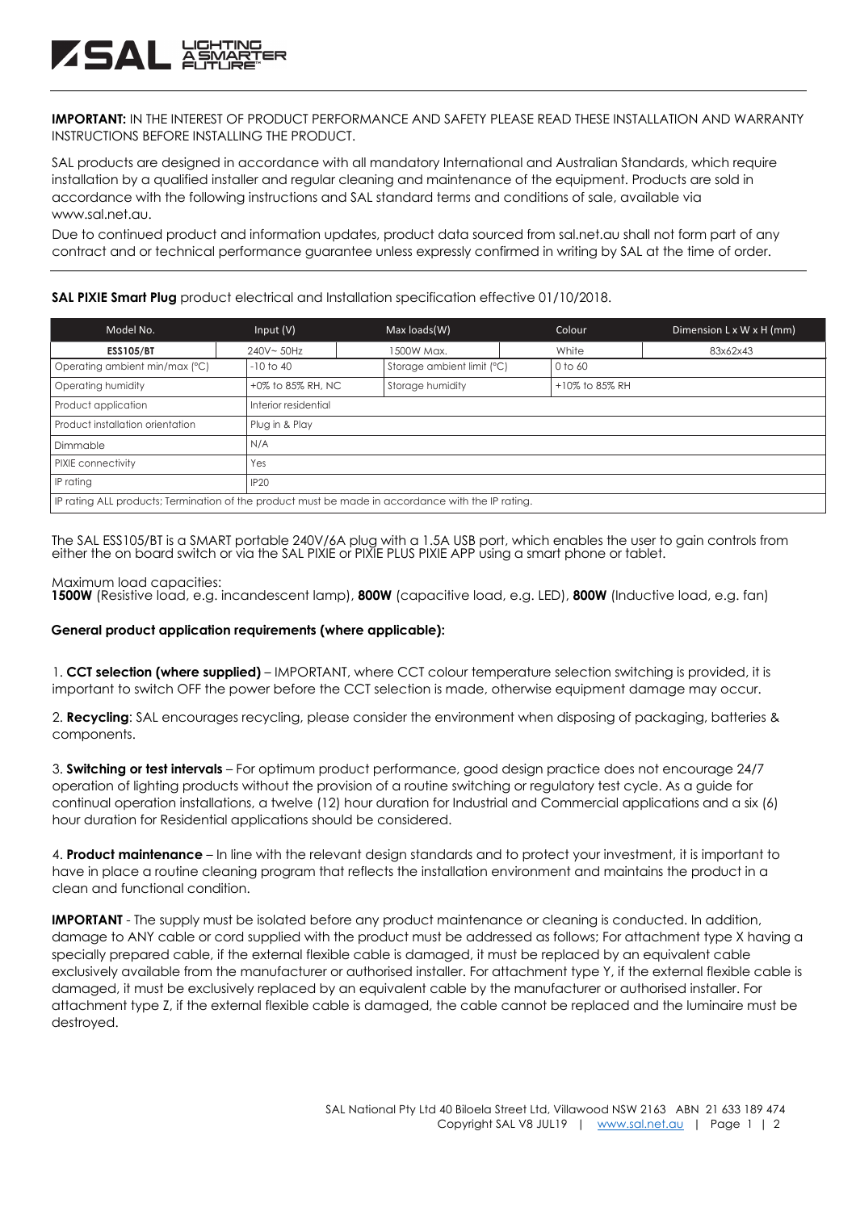**IMPORTANT:** IN THE INTEREST OF PRODUCT PERFORMANCE AND SAFETY PLEASE READ THESE INSTALLATION AND WARRANTY INSTRUCTIONS BEFORE INSTALLING THE PRODUCT.

SAL products are designed in accordance with all mandatory International and Australian Standards, which require installation by a qualified installer and regular cleaning and maintenance of the equipment. Products are sold in accordance with the following instructions and SAL standard terms and conditions of sale, available via www.sal.net.au.

Due to continued product and information updates, product data sourced from sal.net.au shall not form part of any contract and or technical performance guarantee unless expressly confirmed in writing by SAL at the time of order.

**SAL PIXIE Smart Plug** product electrical and Installation specification effective 01/10/2018.

| Model No. | Input (V) | Max loads(W) | | Colour | Dimension L x W x H (mm) |
|---|---|---|---|---|---|
| **ESS105/BT** | 240V~ 50Hz | 1500W Max. | | White | 83x62x43 |
| Operating ambient min/max (°C) | -10 to 40 | Storage ambient limit (°C) | | 0 to 60 | |
| Operating humidity | +0% to 85% RH, NC | Storage humidity | | +10% to 85% RH | |
| Product application | Interior residential | | | | |
| Product installation orientation | Plug in & Play | | | | |
| Dimmable | N/A | | | | |
| PIXIE connectivity | Yes | | | | |
| IP rating | IP20 | | | | |
| IP rating ALL products; Termination of the product must be made in accordance with the IP rating. | | | | | |

The SAL ESS105/BT is a SMART portable 240V/6A plug with a 1.5A USB port, which enables the user to gain controls from either the on board switch or via the SAL PIXIE or PIXIE PLUS PIXIE APP using a smart phone or tablet.

Maximum load capacities:
**1500W** (Resistive load, e.g. incandescent lamp), **800W** (capacitive load, e.g. LED), **800W** (Inductive load, e.g. fan)

**General product application requirements (where applicable):**

1. **CCT selection (where supplied)** – IMPORTANT, where CCT colour temperature selection switching is provided, it is important to switch OFF the power before the CCT selection is made, otherwise equipment damage may occur.

2. **Recycling**: SAL encourages recycling, please consider the environment when disposing of packaging, batteries & components.

3. **Switching or test intervals** – For optimum product performance, good design practice does not encourage 24/7 operation of lighting products without the provision of a routine switching or regulatory test cycle. As a guide for continual operation installations, a twelve (12) hour duration for Industrial and Commercial applications and a six (6) hour duration for Residential applications should be considered.

4. **Product maintenance** – In line with the relevant design standards and to protect your investment, it is important to have in place a routine cleaning program that reflects the installation environment and maintains the product in a clean and functional condition.

**IMPORTANT** - The supply must be isolated before any product maintenance or cleaning is conducted. In addition, damage to ANY cable or cord supplied with the product must be addressed as follows; For attachment type X having a specially prepared cable, if the external flexible cable is damaged, it must be replaced by an equivalent cable exclusively available from the manufacturer or authorised installer. For attachment type Y, if the external flexible cable is damaged, it must be exclusively replaced by an equivalent cable by the manufacturer or authorised installer. For attachment type Z, if the external flexible cable is damaged, the cable cannot be replaced and the luminaire must be destroyed.

SAL National Pty Ltd 40 Biloela Street Ltd, Villawood NSW 2163 ABN 21 633 189 474
Copyright SAL V8 JUL19 | www.sal.net.au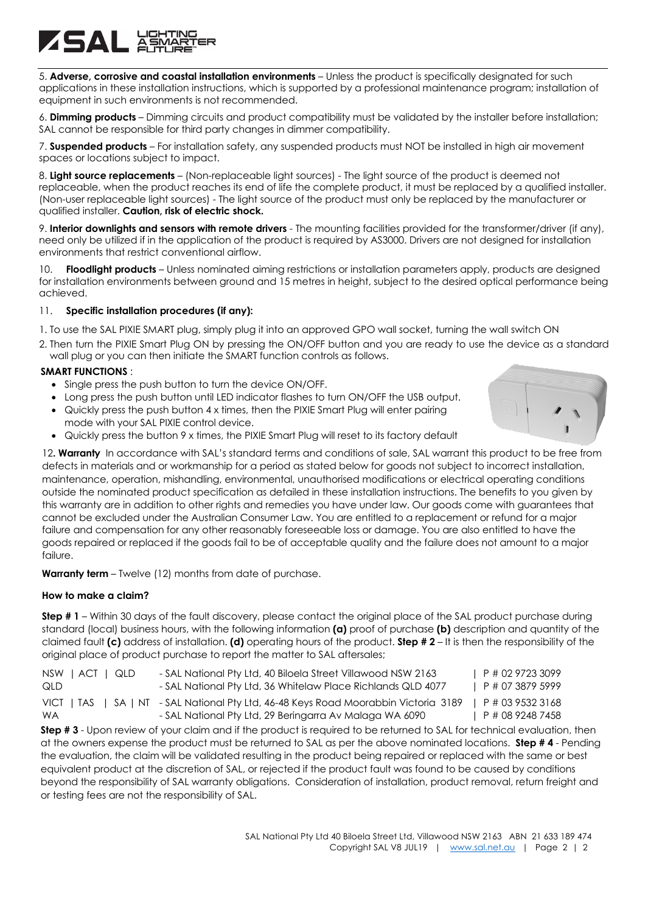5. **Adverse, corrosive and coastal installation environments** – Unless the product is specifically designated for such applications in these installation instructions, which is supported by a professional maintenance program; installation of equipment in such environments is not recommended.

6. **Dimming products** – Dimming circuits and product compatibility must be validated by the installer before installation; SAL cannot be responsible for third party changes in dimmer compatibility.

7. **Suspended products** – For installation safety, any suspended products must NOT be installed in high air movement spaces or locations subject to impact.

8. **Light source replacements** – (Non-replaceable light sources) - The light source of the product is deemed not replaceable, when the product reaches its end of life the complete product, it must be replaced by a qualified installer. (Non-user replaceable light sources) - The light source of the product must only be replaced by the manufacturer or qualified installer. **Caution, risk of electric shock.**

9. **Interior downlights and sensors with remote drivers** - The mounting facilities provided for the transformer/driver (if any), need only be utilized if in the application of the product is required by AS3000. Drivers are not designed for installation environments that restrict conventional airflow.

10. **Floodlight products** – Unless nominated aiming restrictions or installation parameters apply, products are designed for installation environments between ground and 15 metres in height, subject to the desired optical performance being achieved.

11. **Specific installation procedures (if any):**

1. To use the SAL PIXIE SMART plug, simply plug it into an approved GPO wall socket, turning the wall switch ON
2. Then turn the PIXIE Smart Plug ON by pressing the ON/OFF button and you are ready to use the device as a standard wall plug or you can then initiate the SMART function controls as follows.

**SMART FUNCTIONS** :

- Single press the push button to turn the device ON/OFF.
- Long press the push button until LED indicator flashes to turn ON/OFF the USB output.
- Quickly press the push button 4 x times, then the PIXIE Smart Plug will enter pairing mode with your SAL PIXIE control device.
- Quickly press the button 9 x times, the PIXIE Smart Plug will reset to its factory default

12**. Warranty** In accordance with SAL's standard terms and conditions of sale, SAL warrant this product to be free from defects in materials and or workmanship for a period as stated below for goods not subject to incorrect installation, maintenance, operation, mishandling, environmental, unauthorised modifications or electrical operating conditions outside the nominated product specification as detailed in these installation instructions. The benefits to you given by this warranty are in addition to other rights and remedies you have under law. Our goods come with guarantees that cannot be excluded under the Australian Consumer Law. You are entitled to a replacement or refund for a major failure and compensation for any other reasonably foreseeable loss or damage. You are also entitled to have the goods repaired or replaced if the goods fail to be of acceptable quality and the failure does not amount to a major failure.

**Warranty term** – Twelve (12) months from date of purchase.

**How to make a claim?**

**Step # 1** – Within 30 days of the fault discovery, please contact the original place of the SAL product purchase during standard (local) business hours, with the following information **(a)** proof of purchase **(b)** description and quantity of the claimed fault **(c)** address of installation. **(d)** operating hours of the product. **Step # 2** – It is then the responsibility of the original place of product purchase to report the matter to SAL aftersales;

| | | |
|---|---|---|
| NSW \| ACT \| QLD | - SAL National Pty Ltd, 40 Biloela Street Villawood NSW 2163 | P # 02 9723 3099 |
| QLD | - SAL National Pty Ltd, 36 Whitelaw Place Richlands QLD 4077 | P # 07 3879 5999 |
| VICT \| TAS \| SA \| NT | - SAL National Pty Ltd, 46-48 Keys Road Moorabbin Victoria 3189 | P # 03 9532 3168 |
| WA | - SAL National Pty Ltd, 29 Beringarra Av Malaga WA 6090 | P # 08 9248 7458 |

**Step # 3** - Upon review of your claim and if the product is required to be returned to SAL for technical evaluation, then at the owners expense the product must be returned to SAL as per the above nominated locations. **Step # 4** - Pending the evaluation, the claim will be validated resulting in the product being repaired or replaced with the same or best equivalent product at the discretion of SAL, or rejected if the product fault was found to be caused by conditions beyond the responsibility of SAL warranty obligations. Consideration of installation, product removal, return freight and or testing fees are not the responsibility of SAL.

SAL National Pty Ltd 40 Biloela Street Ltd, Villawood NSW 2163 ABN 21 633 189 474
Copyright SAL V8 JUL19 | www.sal.net.au